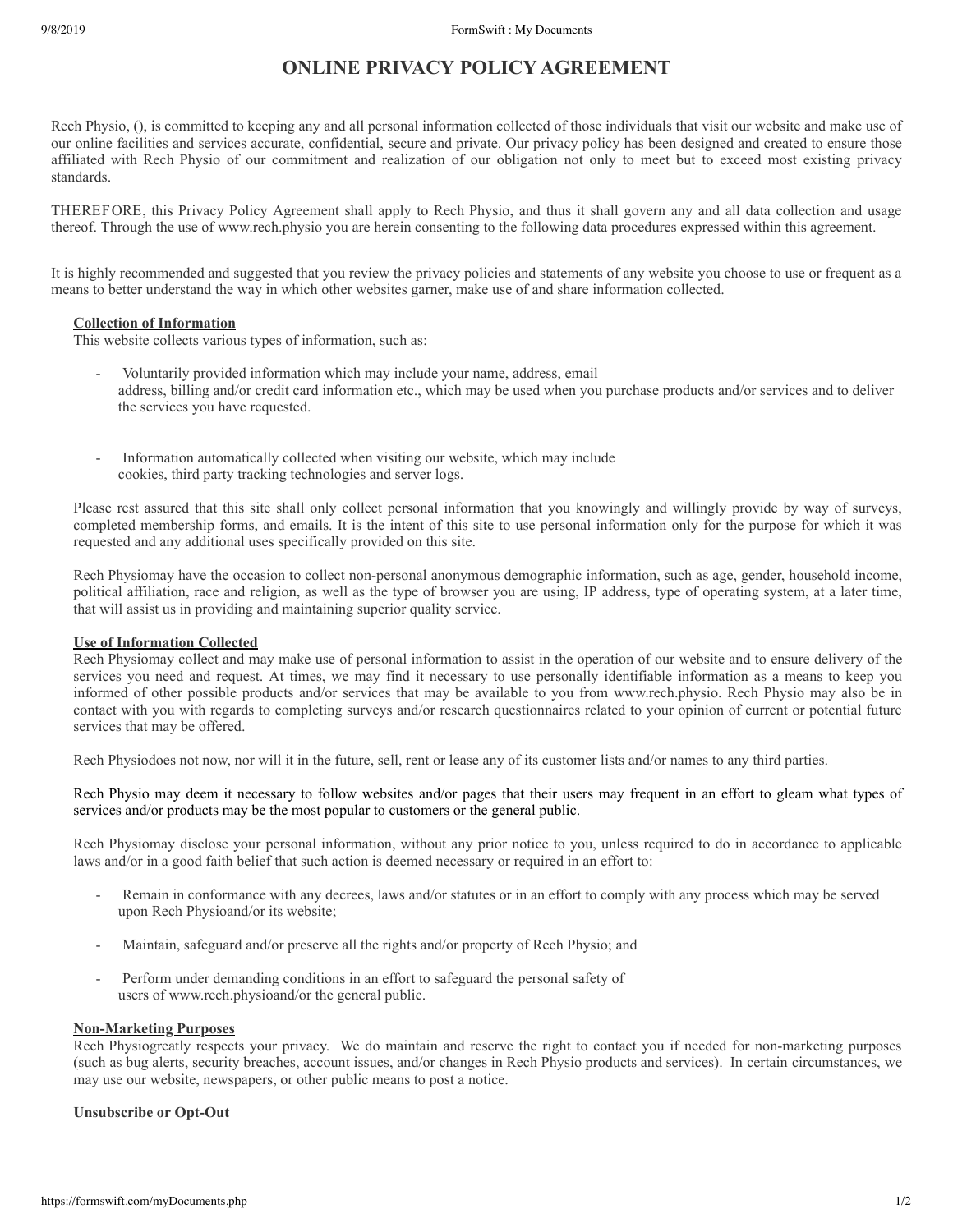# ONLINE PRIVACY POLICY AGREEMENT

Rech Physio, (), is committed to keeping any and all personal information collected of those individuals that visit our website and make use of our online facilities and services accurate, confidential, secure and private. Our privacy policy has been designed and created to ensure those affiliated with Rech Physio of our commitment and realization of our obligation not only to meet but to exceed most existing privacy standards.

THEREFORE, this Privacy Policy Agreement shall apply to Rech Physio, and thus it shall govern any and all data collection and usage thereof. Through the use of www.rech.physio you are herein consenting to the following data procedures expressed within this agreement.

It is highly recommended and suggested that you review the privacy policies and statements of any website you choose to use or frequent as a means to better understand the way in which other websites garner, make use of and share information collected.

**Collection of Information**

This website collects various types of information, such as:

- Voluntarily provided information which may include your name, address, email address, billing and/or credit card information etc., which may be used when you purchase products and/or services and to deliver the services you have requested.

- Information automatically collected when visiting our website, which may include cookies, third party tracking technologies and server logs.

Please rest assured that this site shall only collect personal information that you knowingly and willingly provide by way of surveys, completed membership forms, and emails. It is the intent of this site to use personal information only for the purpose for which it was requested and any additional uses specifically provided on this site.

Rech Physiomay have the occasion to collect non-personal anonymous demographic information, such as age, gender, household income, political affiliation, race and religion, as well as the type of browser you are using, IP address, type of operating system, at a later time, that will assist us in providing and maintaining superior quality service.

**Use of Information Collected**

Rech Physiomay collect and may make use of personal information to assist in the operation of our website and to ensure delivery of the services you need and request. At times, we may find it necessary to use personally identifiable information as a means to keep you informed of other possible products and/or services that may be available to you from www.rech.physio. Rech Physio may also be in contact with you with regards to completing surveys and/or research questionnaires related to your opinion of current or potential future services that may be offered.

Rech Physiodoes not now, nor will it in the future, sell, rent or lease any of its customer lists and/or names to any third parties.

Rech Physio may deem it necessary to follow websites and/or pages that their users may frequent in an effort to gleam what types of services and/or products may be the most popular to customers or the general public.

Rech Physiomay disclose your personal information, without any prior notice to you, unless required to do in accordance to applicable laws and/or in a good faith belief that such action is deemed necessary or required in an effort to:

- Remain in conformance with any decrees, laws and/or statutes or in an effort to comply with any process which may be served upon Rech Physioand/or its website;

- Maintain, safeguard and/or preserve all the rights and/or property of Rech Physio; and

- Perform under demanding conditions in an effort to safeguard the personal safety of users of www.rech.physioand/or the general public.

**Non-Marketing Purposes**

Rech Physiogreatly respects your privacy. We do maintain and reserve the right to contact you if needed for non-marketing purposes (such as bug alerts, security breaches, account issues, and/or changes in Rech Physio products and services). In certain circumstances, we may use our website, newspapers, or other public means to post a notice.

**Unsubscribe or Opt-Out**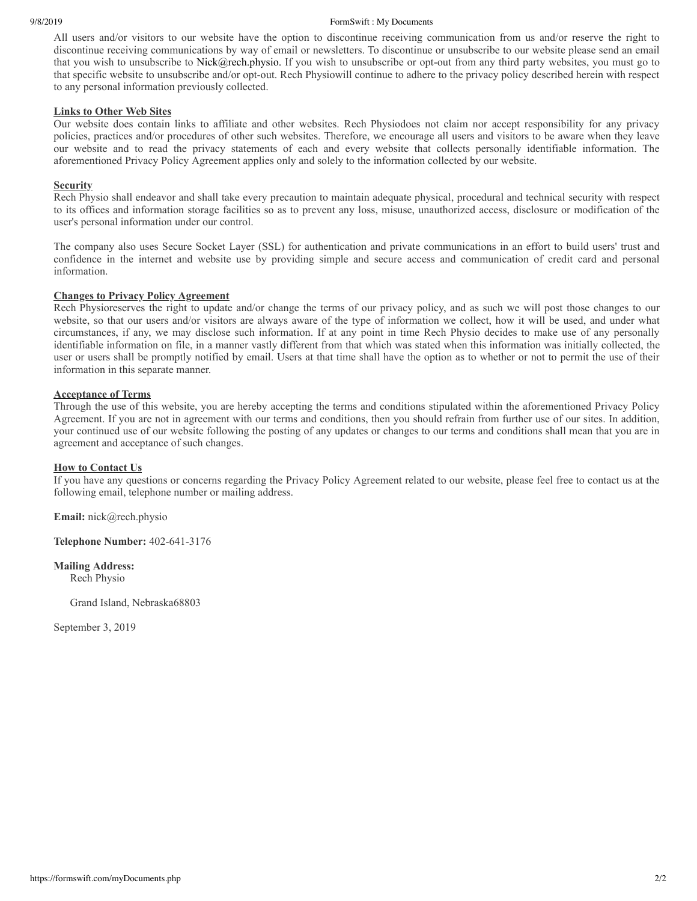All users and/or visitors to our website have the option to discontinue receiving communication from us and/or reserve the right to discontinue receiving communications by way of email or newsletters. To discontinue or unsubscribe to our website please send an email that you wish to unsubscribe to Nick@rech.physio. If you wish to unsubscribe or opt-out from any third party websites, you must go to that specific website to unsubscribe and/or opt-out. Rech Physiowill continue to adhere to the privacy policy described herein with respect to any personal information previously collected.

**Links to Other Web Sites**

Our website does contain links to affiliate and other websites. Rech Physiodoes not claim nor accept responsibility for any privacy policies, practices and/or procedures of other such websites. Therefore, we encourage all users and visitors to be aware when they leave our website and to read the privacy statements of each and every website that collects personally identifiable information. The aforementioned Privacy Policy Agreement applies only and solely to the information collected by our website.

**Security**

Rech Physio shall endeavor and shall take every precaution to maintain adequate physical, procedural and technical security with respect to its offices and information storage facilities so as to prevent any loss, misuse, unauthorized access, disclosure or modification of the user's personal information under our control.

The company also uses Secure Socket Layer (SSL) for authentication and private communications in an effort to build users' trust and confidence in the internet and website use by providing simple and secure access and communication of credit card and personal information.

**Changes to Privacy Policy Agreement**

Rech Physioreserves the right to update and/or change the terms of our privacy policy, and as such we will post those changes to our website, so that our users and/or visitors are always aware of the type of information we collect, how it will be used, and under what circumstances, if any, we may disclose such information. If at any point in time Rech Physio decides to make use of any personally identifiable information on file, in a manner vastly different from that which was stated when this information was initially collected, the user or users shall be promptly notified by email. Users at that time shall have the option as to whether or not to permit the use of their information in this separate manner.

**Acceptance of Terms**

Through the use of this website, you are hereby accepting the terms and conditions stipulated within the aforementioned Privacy Policy Agreement. If you are not in agreement with our terms and conditions, then you should refrain from further use of our sites. In addition, your continued use of our website following the posting of any updates or changes to our terms and conditions shall mean that you are in agreement and acceptance of such changes.

**How to Contact Us**

If you have any questions or concerns regarding the Privacy Policy Agreement related to our website, please feel free to contact us at the following email, telephone number or mailing address.

**Email:** nick@rech.physio

**Telephone Number:** 402-641-3176

**Mailing Address:**

Rech Physio

Grand Island, Nebraska68803

September 3, 2019